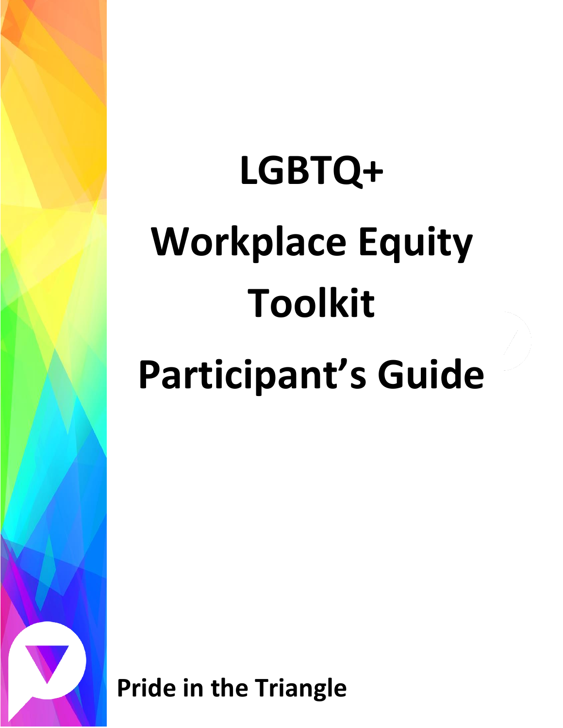# LGBTQ+

# Workplace Equity Toolkit

# Participant's Guide

**Pride in the Triangle**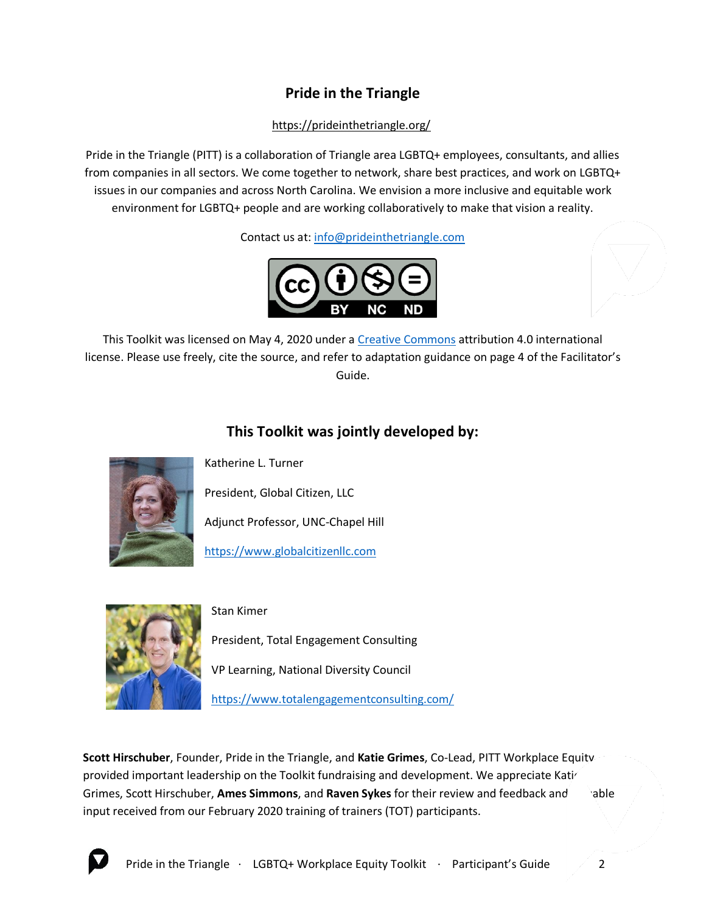## Pride in the Triangle

https://prideinthetriangle.org/

Pride in the Triangle (PITT) is a collaboration of Triangle area LGBTQ+ employees, consultants, and allies from companies in all sectors. We come together to network, share best practices, and work on LGBTQ+ issues in our companies and across North Carolina. We envision a more inclusive and equitable work environment for LGBTQ+ people and are working collaboratively to make that vision a reality.

Contact us at: info@prideinthetriangle.com

This Toolkit was licensed on May 4, 2020 under a Creative Commons attribution 4.0 international license. Please use freely, cite the source, and refer to adaptation guidance on page 4 of the Facilitator's Guide.

## This Toolkit was jointly developed by:

Katherine L. Turner

President, Global Citizen, LLC

Adjunct Professor, UNC-Chapel Hill

https://www.globalcitizenllc.com

Stan Kimer

President, Total Engagement Consulting

VP Learning, National Diversity Council

https://www.totalengagementconsulting.com/

**Scott Hirschuber**, Founder, Pride in the Triangle, and **Katie Grimes**, Co-Lead, PITT Workplace Equity provided important leadership on the Toolkit fundraising and development. We appreciate Katie Grimes, Scott Hirschuber, **Ames Simmons**, and **Raven Sykes** for their review and feedback and valuable input received from our February 2020 training of trainers (TOT) participants.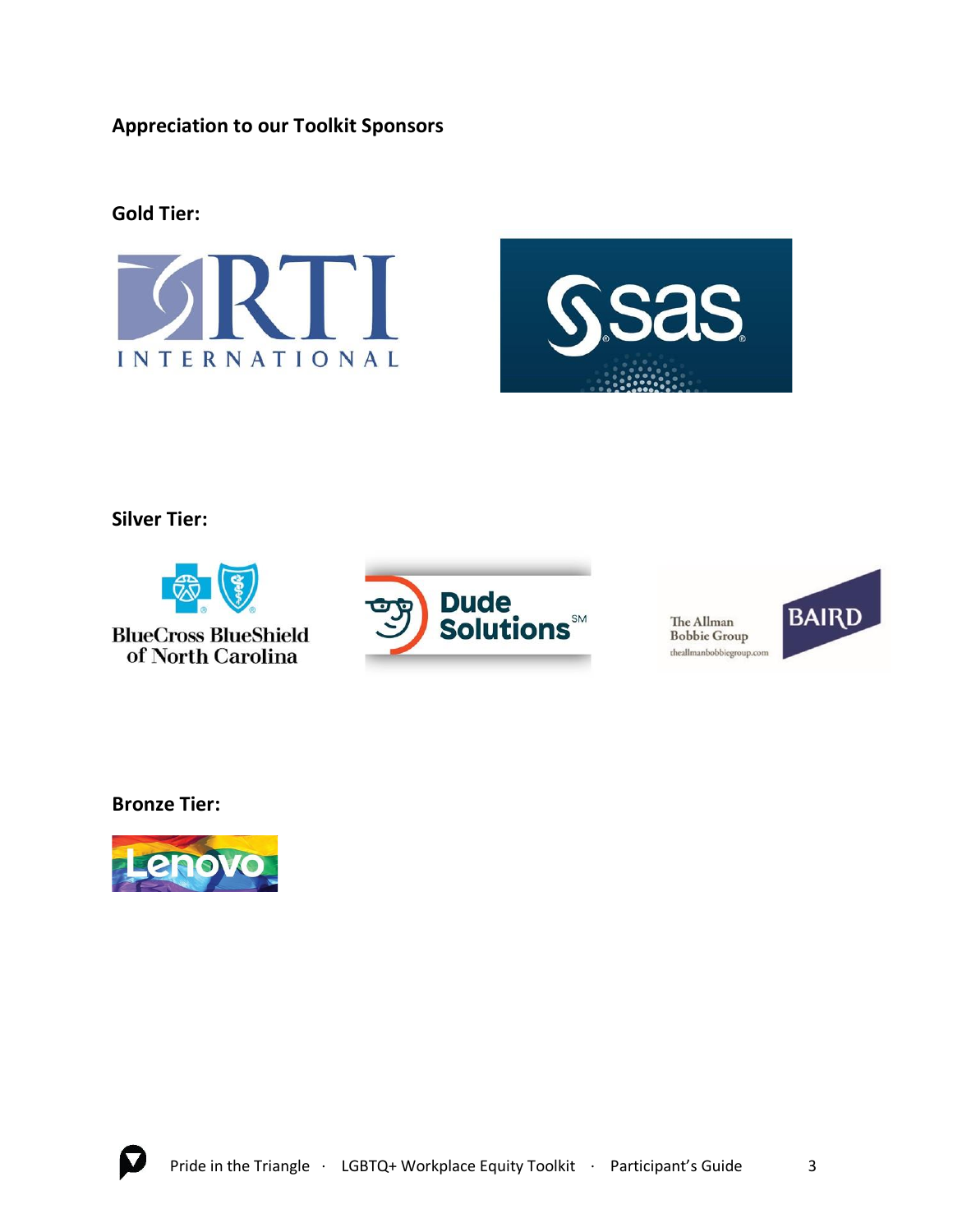**Appreciation to our Toolkit Sponsors**

**Gold Tier:**

RTI International

SAS

**Silver Tier:**

BlueCross BlueShield of North Carolina

Dude Solutions

The Allman Bobbie Group — theallmanbobbiegroup.com — Baird

**Bronze Tier:**

Lenovo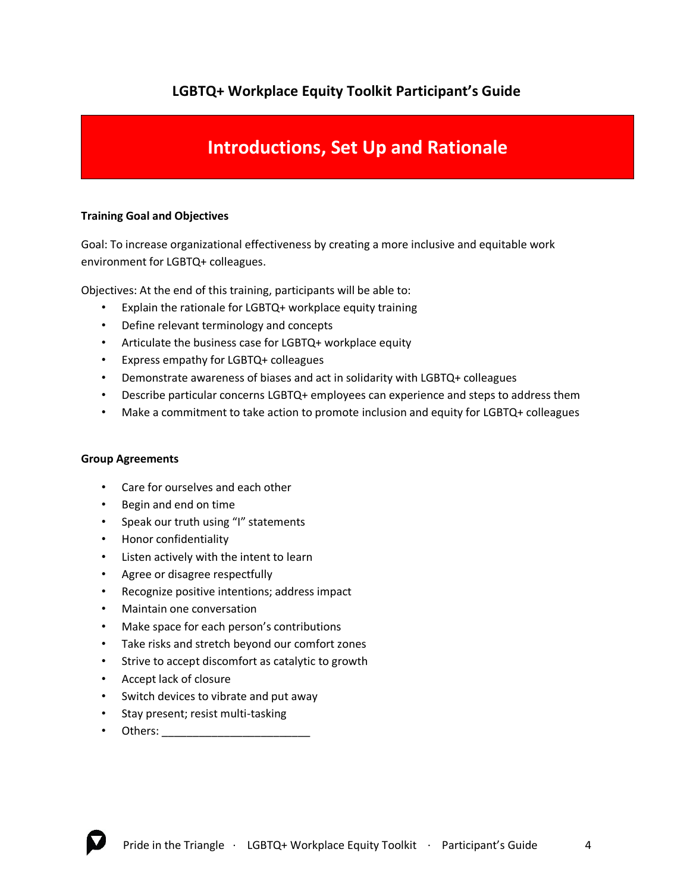# Introductions, Set Up and Rationale

**Training Goal and Objectives**

Goal: To increase organizational effectiveness by creating a more inclusive and equitable work environment for LGBTQ+ colleagues.

Objectives: At the end of this training, participants will be able to:

- Explain the rationale for LGBTQ+ workplace equity training
- Define relevant terminology and concepts
- Articulate the business case for LGBTQ+ workplace equity
- Express empathy for LGBTQ+ colleagues
- Demonstrate awareness of biases and act in solidarity with LGBTQ+ colleagues
- Describe particular concerns LGBTQ+ employees can experience and steps to address them
- Make a commitment to take action to promote inclusion and equity for LGBTQ+ colleagues

**Group Agreements**

- Care for ourselves and each other
- Begin and end on time
- Speak our truth using "I" statements
- Honor confidentiality
- Listen actively with the intent to learn
- Agree or disagree respectfully
- Recognize positive intentions; address impact
- Maintain one conversation
- Make space for each person's contributions
- Take risks and stretch beyond our comfort zones
- Strive to accept discomfort as catalytic to growth
- Accept lack of closure
- Switch devices to vibrate and put away
- Stay present; resist multi-tasking
- Others: ________________________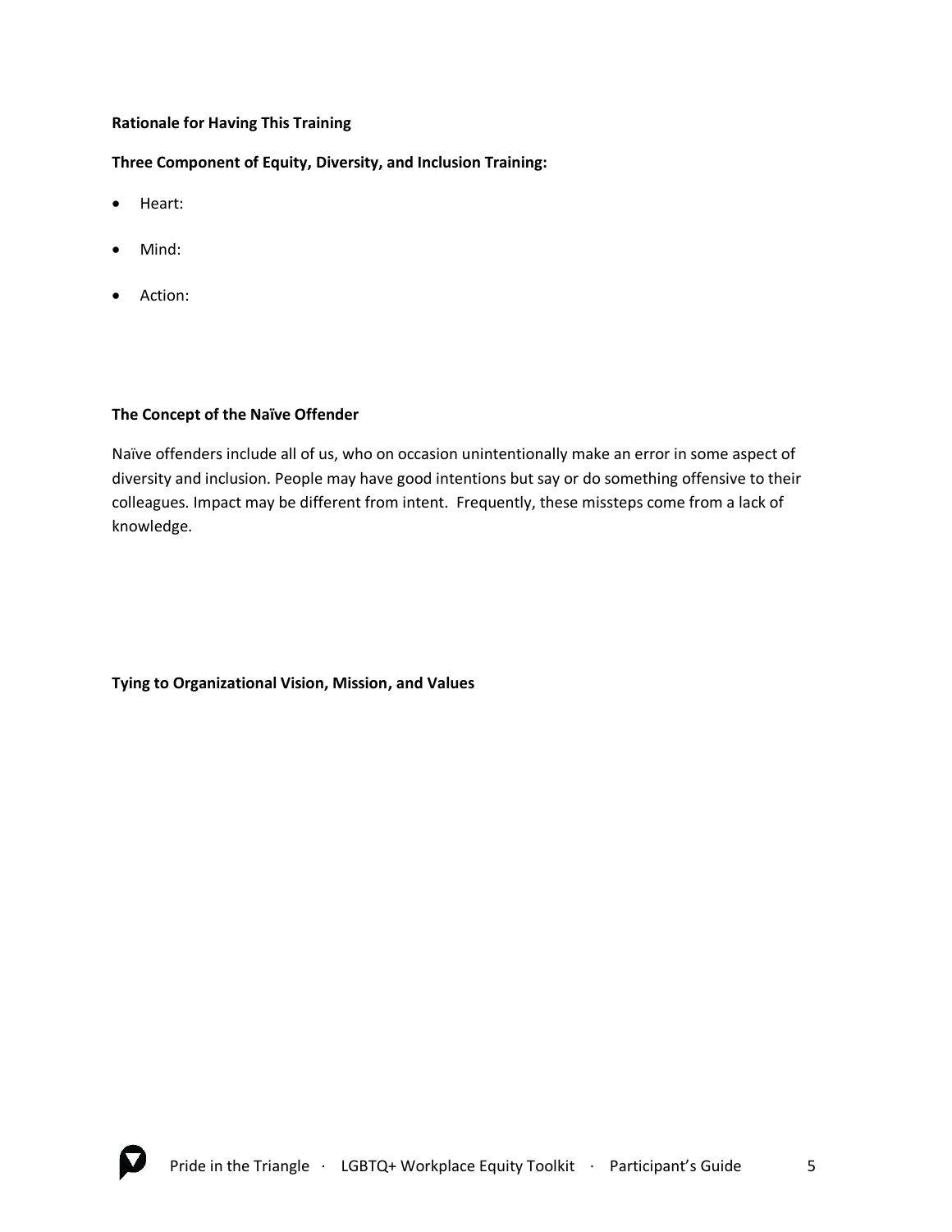**Rationale for Having This Training**

**Three Component of Equity, Diversity, and Inclusion Training:**

- Heart:
- Mind:
- Action:

**The Concept of the Naïve Offender**

Naïve offenders include all of us, who on occasion unintentionally make an error in some aspect of diversity and inclusion. People may have good intentions but say or do something offensive to their colleagues. Impact may be different from intent. Frequently, these missteps come from a lack of knowledge.

**Tying to Organizational Vision, Mission, and Values**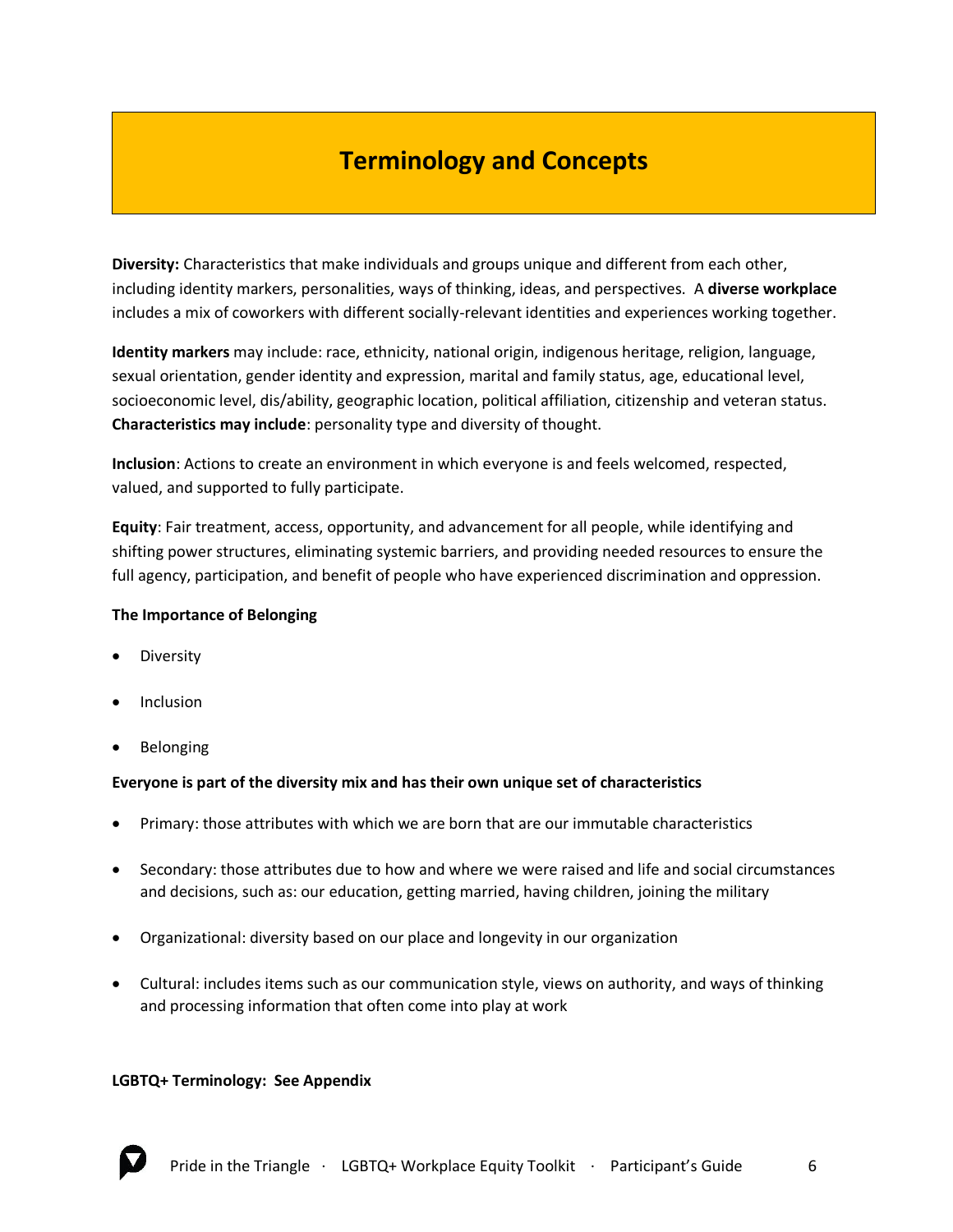# Terminology and Concepts

**Diversity:** Characteristics that make individuals and groups unique and different from each other, including identity markers, personalities, ways of thinking, ideas, and perspectives. A **diverse workplace** includes a mix of coworkers with different socially-relevant identities and experiences working together.

**Identity markers** may include: race, ethnicity, national origin, indigenous heritage, religion, language, sexual orientation, gender identity and expression, marital and family status, age, educational level, socioeconomic level, dis/ability, geographic location, political affiliation, citizenship and veteran status. **Characteristics may include**: personality type and diversity of thought.

**Inclusion**: Actions to create an environment in which everyone is and feels welcomed, respected, valued, and supported to fully participate.

**Equity**: Fair treatment, access, opportunity, and advancement for all people, while identifying and shifting power structures, eliminating systemic barriers, and providing needed resources to ensure the full agency, participation, and benefit of people who have experienced discrimination and oppression.

**The Importance of Belonging**

- Diversity
- Inclusion
- Belonging

**Everyone is part of the diversity mix and has their own unique set of characteristics**

- Primary: those attributes with which we are born that are our immutable characteristics
- Secondary: those attributes due to how and where we were raised and life and social circumstances and decisions, such as: our education, getting married, having children, joining the military
- Organizational: diversity based on our place and longevity in our organization
- Cultural: includes items such as our communication style, views on authority, and ways of thinking and processing information that often come into play at work

**LGBTQ+ Terminology: See Appendix**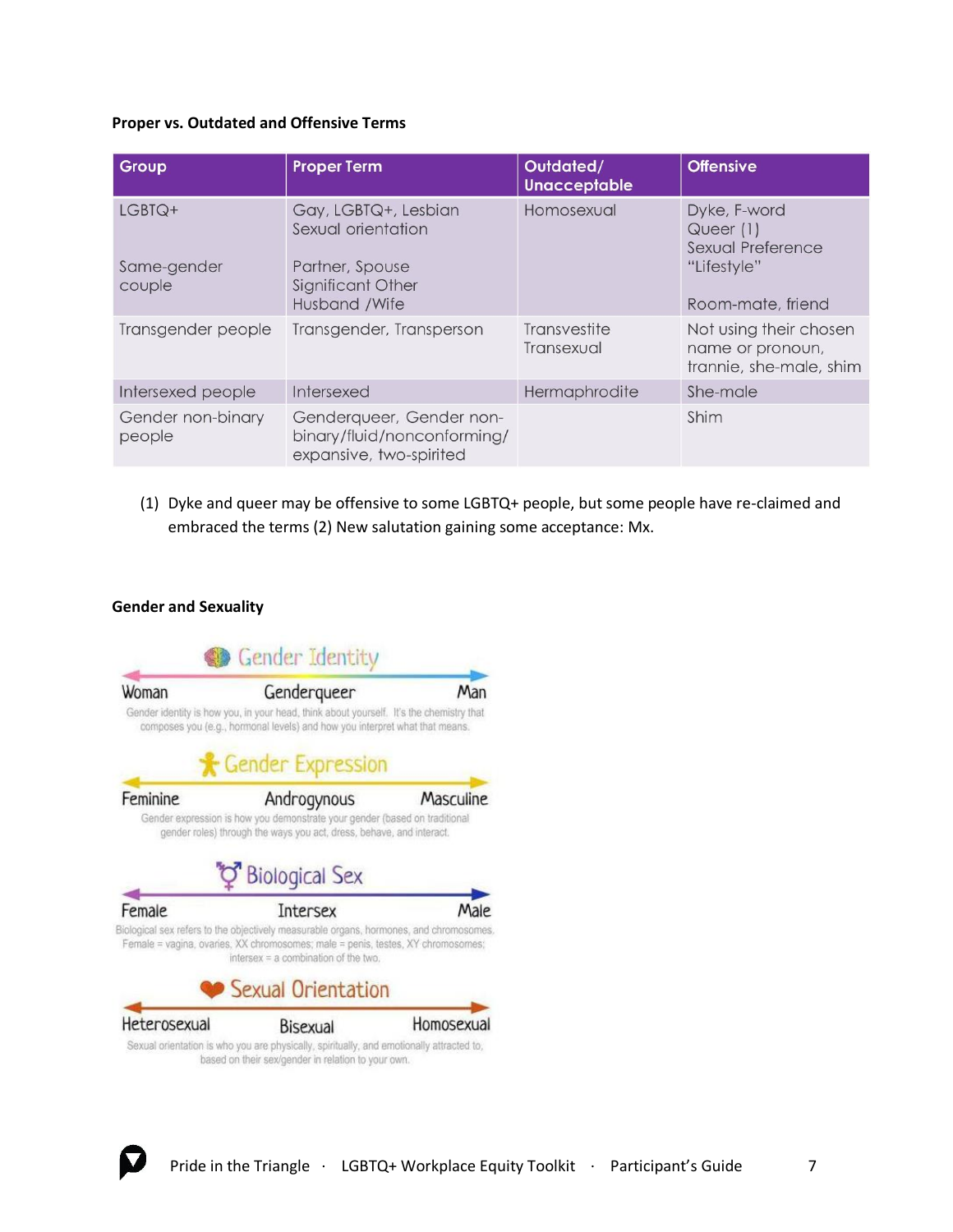**Proper vs. Outdated and Offensive Terms**

| Group | Proper Term | Outdated/ Unacceptable | Offensive |
|---|---|---|---|
| LGBTQ+<br><br>Same-gender couple | Gay, LGBTQ+, Lesbian<br>Sexual orientation<br><br>Partner, Spouse<br>Significant Other<br>Husband /Wife | Homosexual | Dyke, F-word<br>Queer (1)<br>Sexual Preference<br>"Lifestyle"<br><br>Room-mate, friend |
| Transgender people | Transgender, Transperson | Transvestite<br>Transexual | Not using their chosen name or pronoun, trannie, she-male, shim |
| Intersexed people | Intersexed | Hermaphrodite | She-male |
| Gender non-binary people | Genderqueer, Gender non-binary/fluid/nonconforming/ expansive, two-spirited | | Shim |

(1) Dyke and queer may be offensive to some LGBTQ+ people, but some people have re-claimed and embraced the terms (2) New salutation gaining some acceptance: Mx.

**Gender and Sexuality**

Gender Identity

Woman — Genderqueer — Man

Gender identity is how you, in your head, think about yourself. It's the chemistry that composes you (e.g., hormonal levels) and how you interpret what that means.

Gender Expression

Feminine — Androgynous — Masculine

Gender expression is how you demonstrate your gender (based on traditional gender roles) through the ways you act, dress, behave, and interact.

Biological Sex

Female — Intersex — Male

Biological sex refers to the objectively measurable organs, hormones, and chromosomes. Female = vagina, ovaries, XX chromosomes; male = penis, testes, XY chromosomes; intersex = a combination of the two.

Sexual Orientation

Heterosexual — Bisexual — Homosexual

Sexual orientation is who you are physically, spiritually, and emotionally attracted to, based on their sex/gender in relation to your own.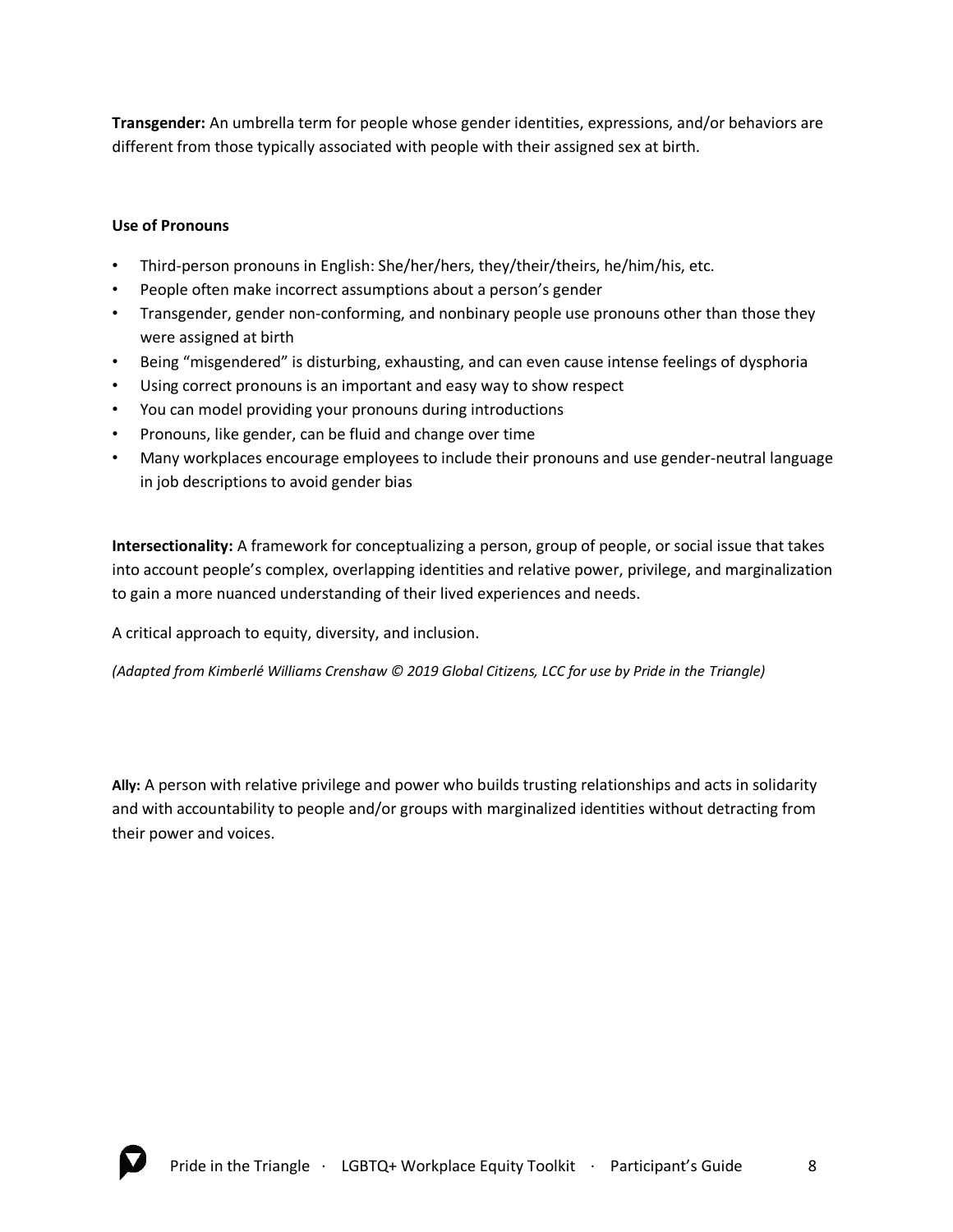**Transgender:** An umbrella term for people whose gender identities, expressions, and/or behaviors are different from those typically associated with people with their assigned sex at birth.

**Use of Pronouns**

- Third-person pronouns in English: She/her/hers, they/their/theirs, he/him/his, etc.
- People often make incorrect assumptions about a person's gender
- Transgender, gender non-conforming, and nonbinary people use pronouns other than those they were assigned at birth
- Being "misgendered" is disturbing, exhausting, and can even cause intense feelings of dysphoria
- Using correct pronouns is an important and easy way to show respect
- You can model providing your pronouns during introductions
- Pronouns, like gender, can be fluid and change over time
- Many workplaces encourage employees to include their pronouns and use gender-neutral language in job descriptions to avoid gender bias

**Intersectionality:** A framework for conceptualizing a person, group of people, or social issue that takes into account people's complex, overlapping identities and relative power, privilege, and marginalization to gain a more nuanced understanding of their lived experiences and needs.

A critical approach to equity, diversity, and inclusion.

*(Adapted from Kimberlé Williams Crenshaw © 2019 Global Citizens, LCC for use by Pride in the Triangle)*

**Ally:** A person with relative privilege and power who builds trusting relationships and acts in solidarity and with accountability to people and/or groups with marginalized identities without detracting from their power and voices.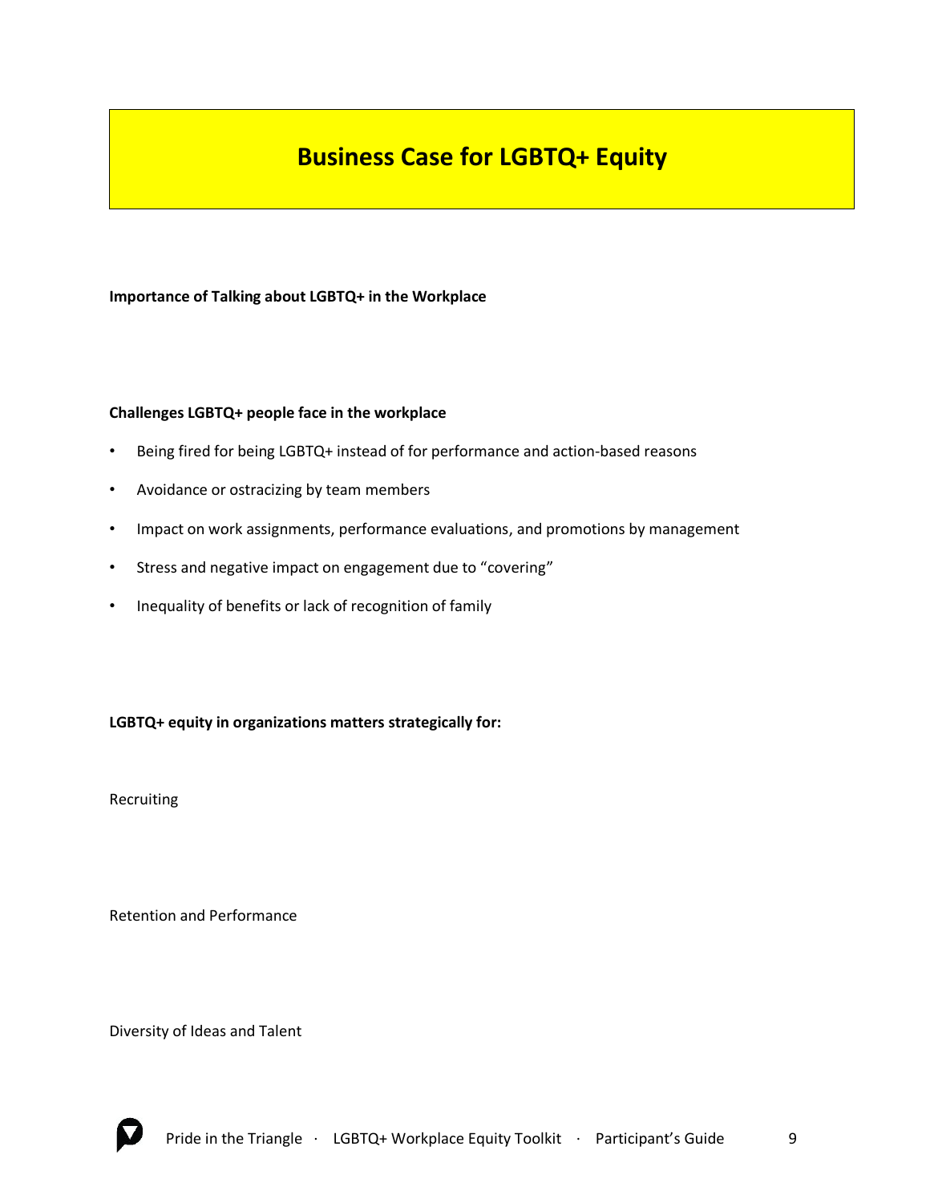# Business Case for LGBTQ+ Equity

**Importance of Talking about LGBTQ+ in the Workplace**

**Challenges LGBTQ+ people face in the workplace**

- Being fired for being LGBTQ+ instead of for performance and action-based reasons
- Avoidance or ostracizing by team members
- Impact on work assignments, performance evaluations, and promotions by management
- Stress and negative impact on engagement due to "covering"
- Inequality of benefits or lack of recognition of family

**LGBTQ+ equity in organizations matters strategically for:**

Recruiting

Retention and Performance

Diversity of Ideas and Talent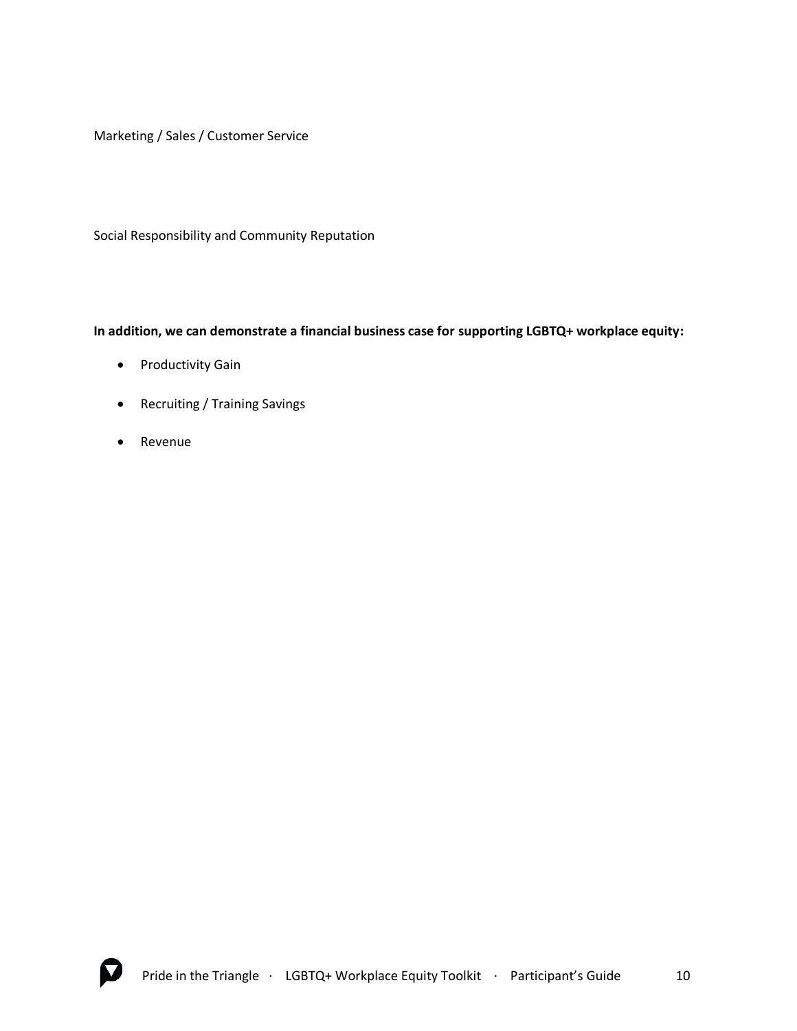Marketing / Sales / Customer Service

Social Responsibility and Community Reputation

**In addition, we can demonstrate a financial business case for supporting LGBTQ+ workplace equity:**

- Productivity Gain
- Recruiting / Training Savings
- Revenue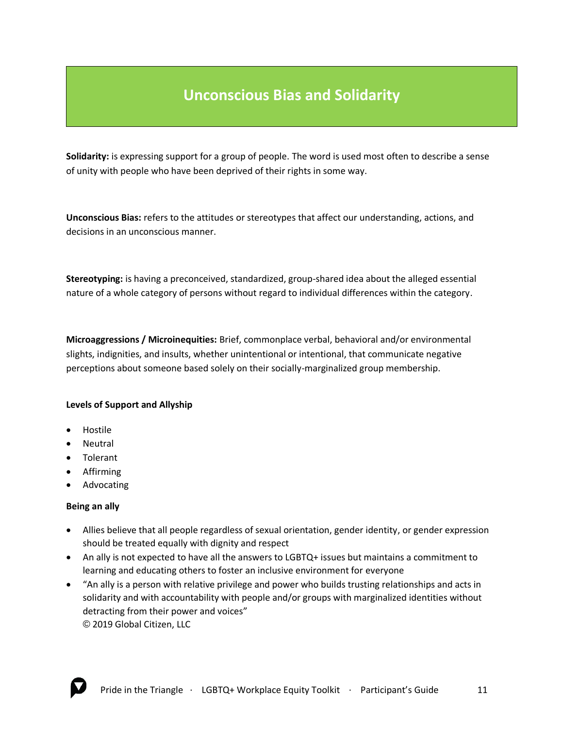# Unconscious Bias and Solidarity

**Solidarity:** is expressing support for a group of people. The word is used most often to describe a sense of unity with people who have been deprived of their rights in some way.

**Unconscious Bias:** refers to the attitudes or stereotypes that affect our understanding, actions, and decisions in an unconscious manner.

**Stereotyping:** is having a preconceived, standardized, group-shared idea about the alleged essential nature of a whole category of persons without regard to individual differences within the category.

**Microaggressions / Microinequities:** Brief, commonplace verbal, behavioral and/or environmental slights, indignities, and insults, whether unintentional or intentional, that communicate negative perceptions about someone based solely on their socially-marginalized group membership.

**Levels of Support and Allyship**

- Hostile
- Neutral
- Tolerant
- Affirming
- Advocating

**Being an ally**

- Allies believe that all people regardless of sexual orientation, gender identity, or gender expression should be treated equally with dignity and respect
- An ally is not expected to have all the answers to LGBTQ+ issues but maintains a commitment to learning and educating others to foster an inclusive environment for everyone
- "An ally is a person with relative privilege and power who builds trusting relationships and acts in solidarity and with accountability with people and/or groups with marginalized identities without detracting from their power and voices"
  © 2019 Global Citizen, LLC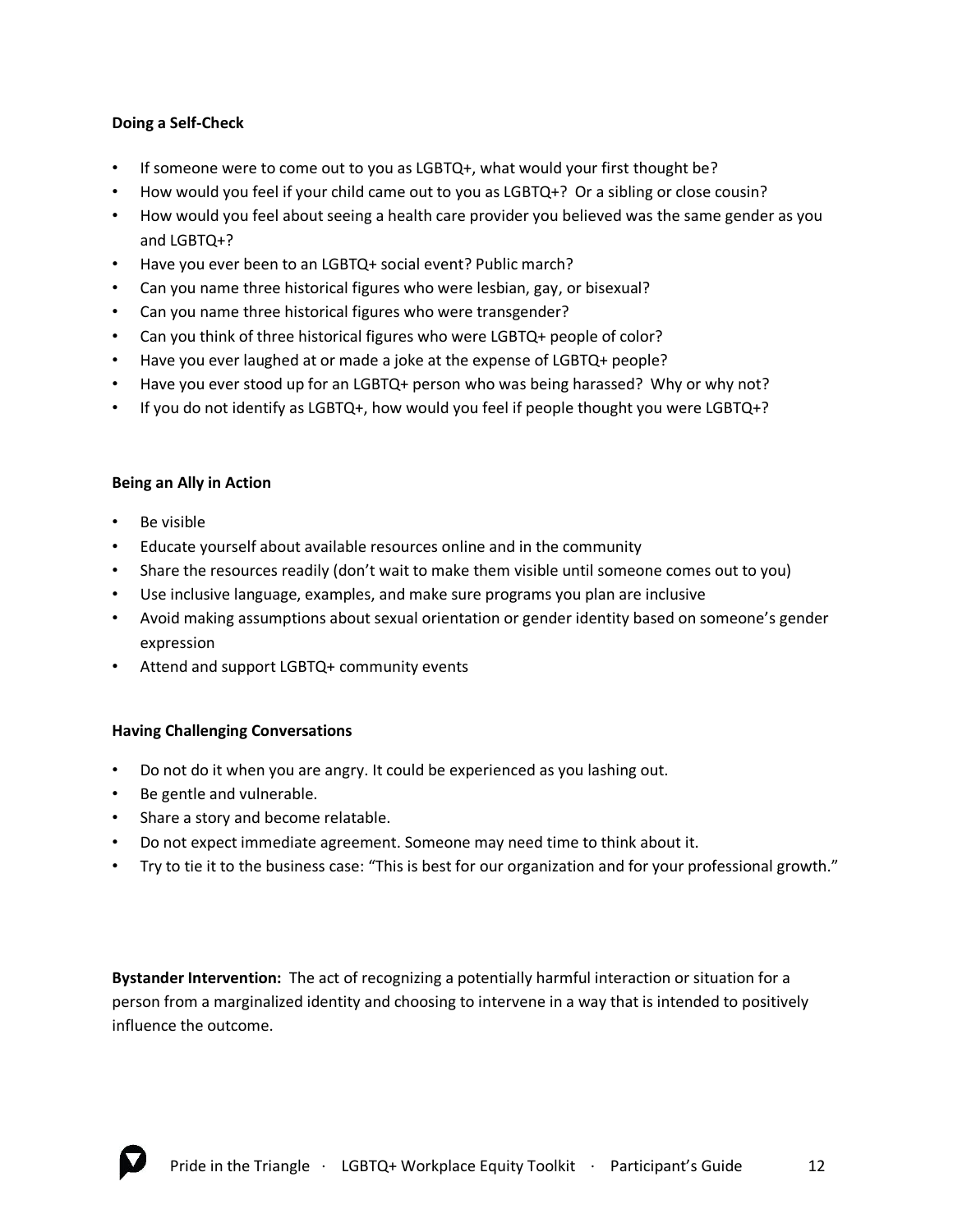**Doing a Self-Check**

- If someone were to come out to you as LGBTQ+, what would your first thought be?
- How would you feel if your child came out to you as LGBTQ+? Or a sibling or close cousin?
- How would you feel about seeing a health care provider you believed was the same gender as you and LGBTQ+?
- Have you ever been to an LGBTQ+ social event? Public march?
- Can you name three historical figures who were lesbian, gay, or bisexual?
- Can you name three historical figures who were transgender?
- Can you think of three historical figures who were LGBTQ+ people of color?
- Have you ever laughed at or made a joke at the expense of LGBTQ+ people?
- Have you ever stood up for an LGBTQ+ person who was being harassed? Why or why not?
- If you do not identify as LGBTQ+, how would you feel if people thought you were LGBTQ+?

**Being an Ally in Action**

- Be visible
- Educate yourself about available resources online and in the community
- Share the resources readily (don't wait to make them visible until someone comes out to you)
- Use inclusive language, examples, and make sure programs you plan are inclusive
- Avoid making assumptions about sexual orientation or gender identity based on someone's gender expression
- Attend and support LGBTQ+ community events

**Having Challenging Conversations**

- Do not do it when you are angry. It could be experienced as you lashing out.
- Be gentle and vulnerable.
- Share a story and become relatable.
- Do not expect immediate agreement. Someone may need time to think about it.
- Try to tie it to the business case: "This is best for our organization and for your professional growth."

**Bystander Intervention:** The act of recognizing a potentially harmful interaction or situation for a person from a marginalized identity and choosing to intervene in a way that is intended to positively influence the outcome.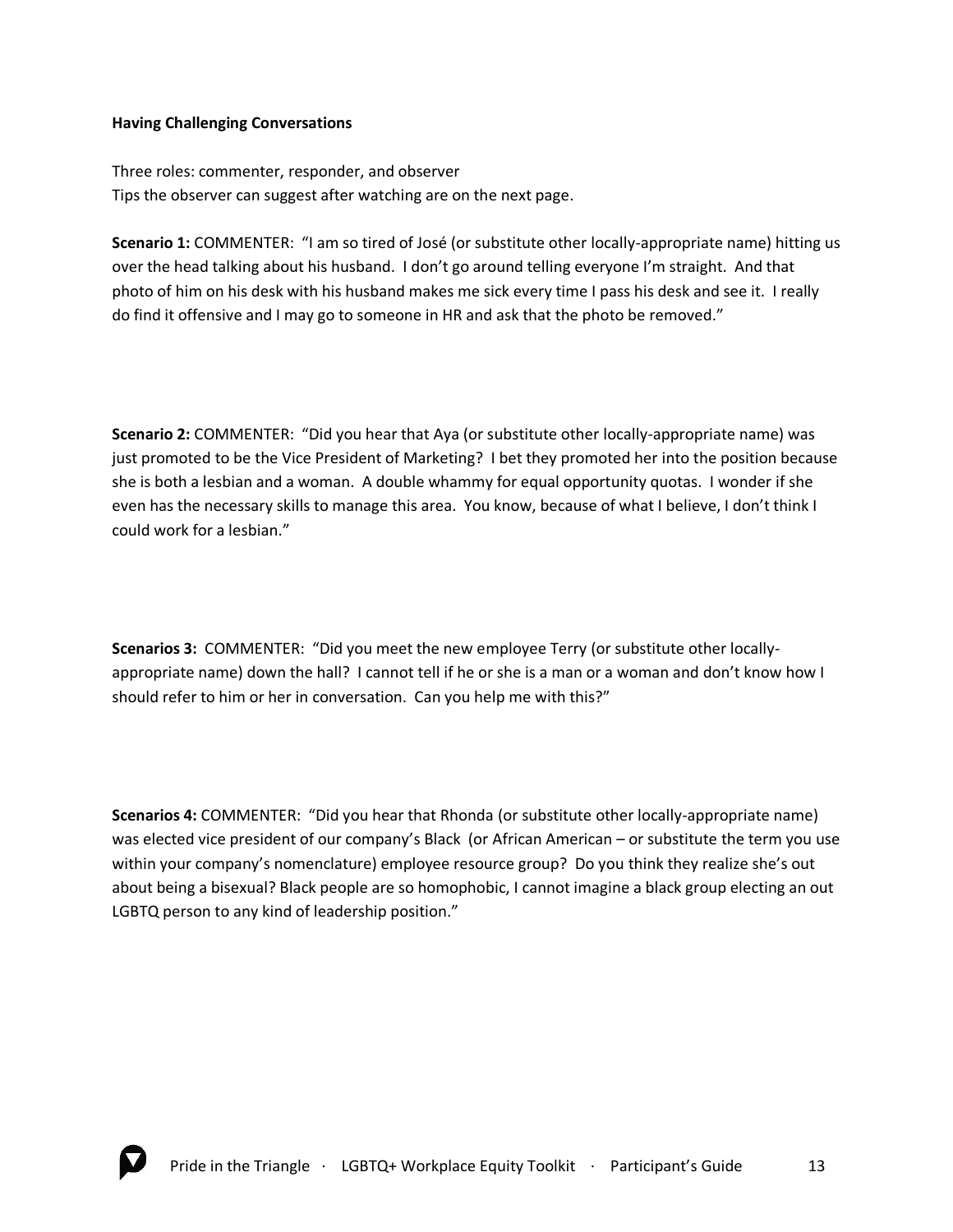**Having Challenging Conversations**

Three roles: commenter, responder, and observer
Tips the observer can suggest after watching are on the next page.

**Scenario 1:** COMMENTER: "I am so tired of José (or substitute other locally-appropriate name) hitting us over the head talking about his husband. I don't go around telling everyone I'm straight. And that photo of him on his desk with his husband makes me sick every time I pass his desk and see it. I really do find it offensive and I may go to someone in HR and ask that the photo be removed."

**Scenario 2:** COMMENTER: "Did you hear that Aya (or substitute other locally-appropriate name) was just promoted to be the Vice President of Marketing? I bet they promoted her into the position because she is both a lesbian and a woman. A double whammy for equal opportunity quotas. I wonder if she even has the necessary skills to manage this area. You know, because of what I believe, I don't think I could work for a lesbian."

**Scenarios 3:** COMMENTER: "Did you meet the new employee Terry (or substitute other locally-appropriate name) down the hall? I cannot tell if he or she is a man or a woman and don't know how I should refer to him or her in conversation. Can you help me with this?"

**Scenarios 4:** COMMENTER: "Did you hear that Rhonda (or substitute other locally-appropriate name) was elected vice president of our company's Black (or African American – or substitute the term you use within your company's nomenclature) employee resource group? Do you think they realize she's out about being a bisexual? Black people are so homophobic, I cannot imagine a black group electing an out LGBTQ person to any kind of leadership position."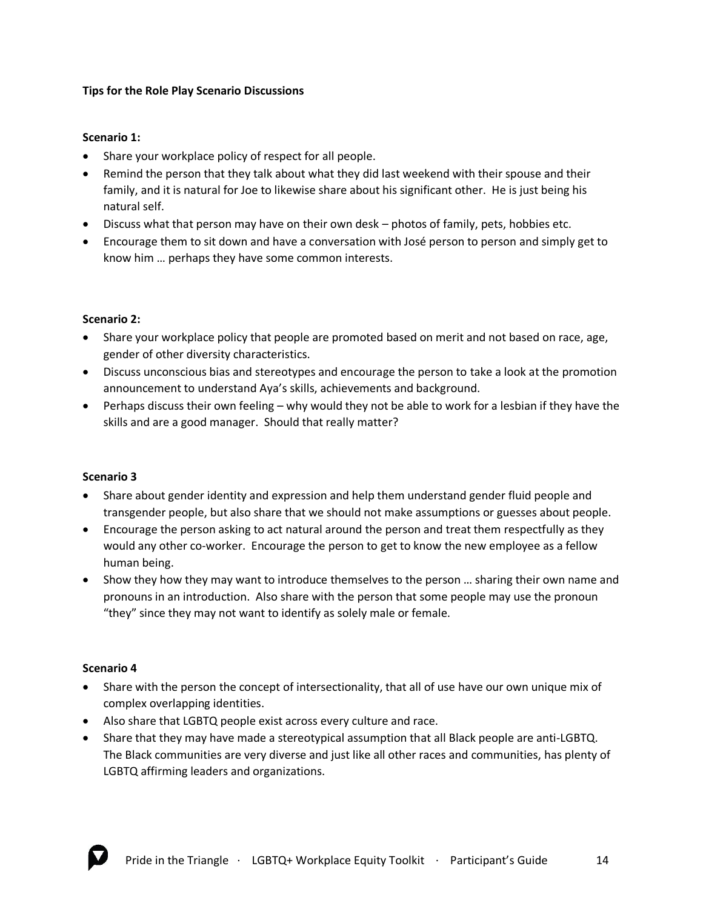**Tips for the Role Play Scenario Discussions**

**Scenario 1:**

- Share your workplace policy of respect for all people.
- Remind the person that they talk about what they did last weekend with their spouse and their family, and it is natural for Joe to likewise share about his significant other. He is just being his natural self.
- Discuss what that person may have on their own desk – photos of family, pets, hobbies etc.
- Encourage them to sit down and have a conversation with José person to person and simply get to know him … perhaps they have some common interests.

**Scenario 2:**

- Share your workplace policy that people are promoted based on merit and not based on race, age, gender of other diversity characteristics.
- Discuss unconscious bias and stereotypes and encourage the person to take a look at the promotion announcement to understand Aya's skills, achievements and background.
- Perhaps discuss their own feeling – why would they not be able to work for a lesbian if they have the skills and are a good manager. Should that really matter?

**Scenario 3**

- Share about gender identity and expression and help them understand gender fluid people and transgender people, but also share that we should not make assumptions or guesses about people.
- Encourage the person asking to act natural around the person and treat them respectfully as they would any other co-worker. Encourage the person to get to know the new employee as a fellow human being.
- Show they how they may want to introduce themselves to the person … sharing their own name and pronouns in an introduction. Also share with the person that some people may use the pronoun "they" since they may not want to identify as solely male or female.

**Scenario 4**

- Share with the person the concept of intersectionality, that all of use have our own unique mix of complex overlapping identities.
- Also share that LGBTQ people exist across every culture and race.
- Share that they may have made a stereotypical assumption that all Black people are anti-LGBTQ. The Black communities are very diverse and just like all other races and communities, has plenty of LGBTQ affirming leaders and organizations.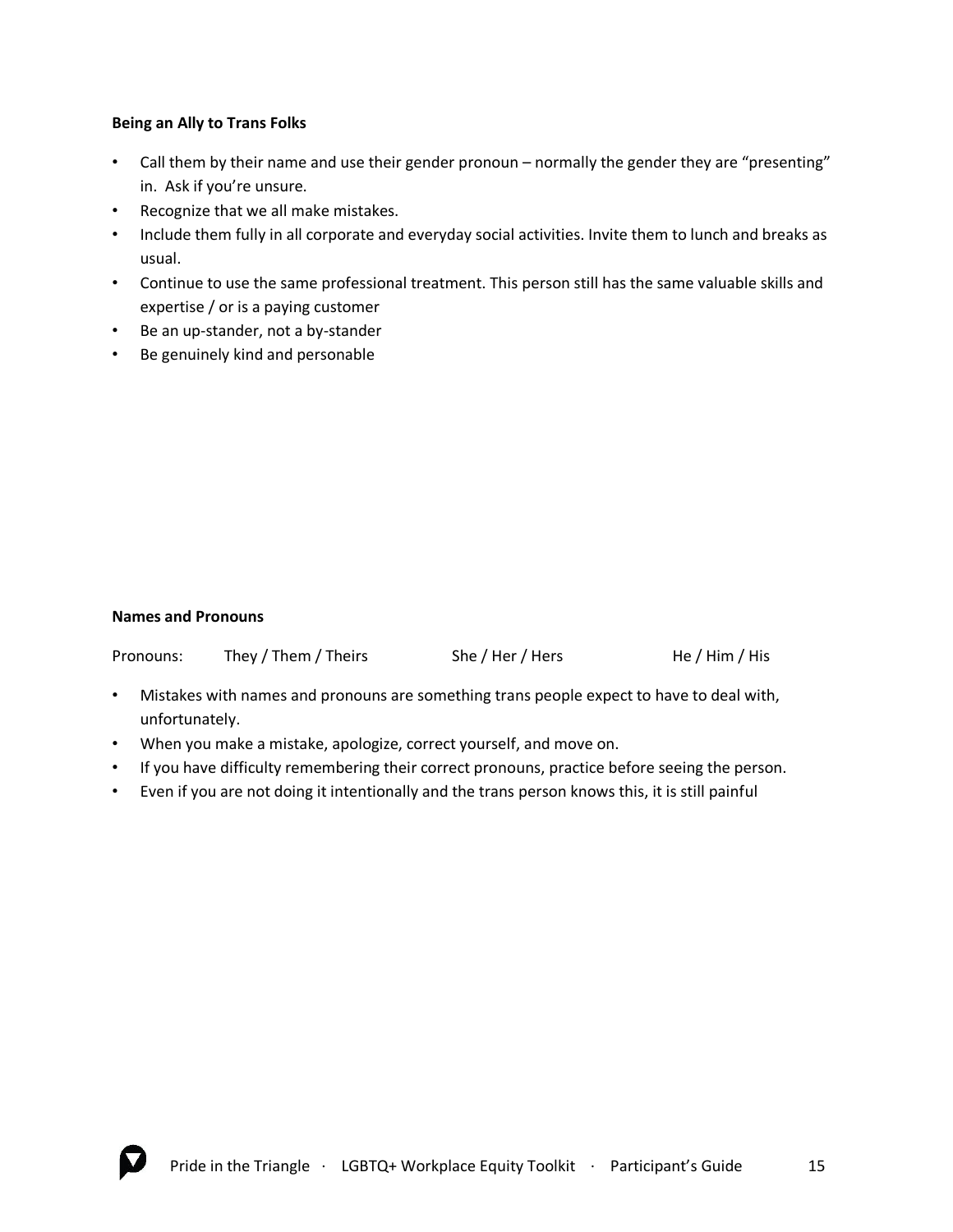**Being an Ally to Trans Folks**

- Call them by their name and use their gender pronoun – normally the gender they are "presenting" in. Ask if you're unsure.
- Recognize that we all make mistakes.
- Include them fully in all corporate and everyday social activities. Invite them to lunch and breaks as usual.
- Continue to use the same professional treatment. This person still has the same valuable skills and expertise / or is a paying customer
- Be an up-stander, not a by-stander
- Be genuinely kind and personable

**Names and Pronouns**

Pronouns: They / Them / Theirs    She / Her / Hers    He / Him / His

- Mistakes with names and pronouns are something trans people expect to have to deal with, unfortunately.
- When you make a mistake, apologize, correct yourself, and move on.
- If you have difficulty remembering their correct pronouns, practice before seeing the person.
- Even if you are not doing it intentionally and the trans person knows this, it is still painful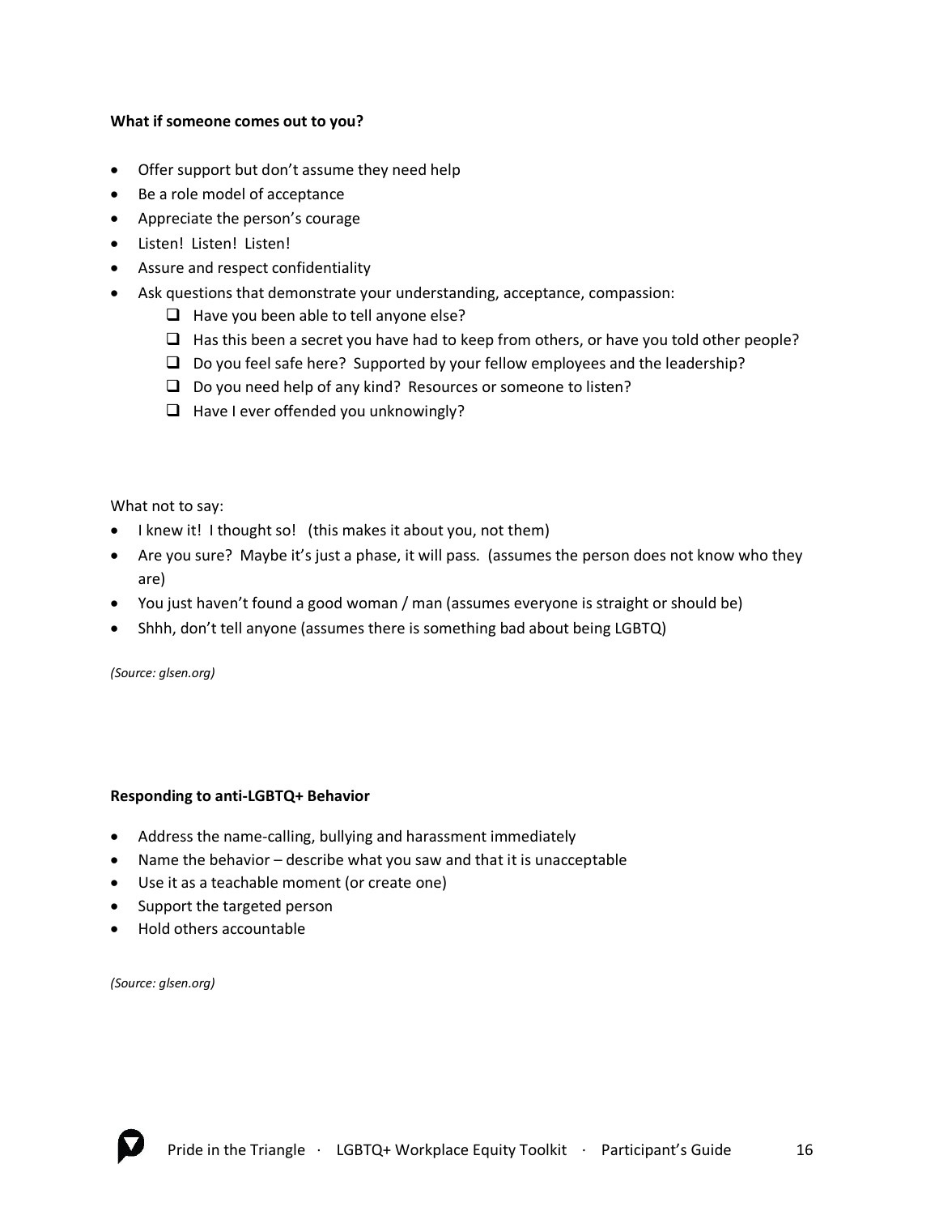**What if someone comes out to you?**

- Offer support but don't assume they need help
- Be a role model of acceptance
- Appreciate the person's courage
- Listen! Listen! Listen!
- Assure and respect confidentiality
- Ask questions that demonstrate your understanding, acceptance, compassion:
  - [ ] Have you been able to tell anyone else?
  - [ ] Has this been a secret you have had to keep from others, or have you told other people?
  - [ ] Do you feel safe here? Supported by your fellow employees and the leadership?
  - [ ] Do you need help of any kind? Resources or someone to listen?
  - [ ] Have I ever offended you unknowingly?

What not to say:

- I knew it! I thought so! (this makes it about you, not them)
- Are you sure? Maybe it's just a phase, it will pass. (assumes the person does not know who they are)
- You just haven't found a good woman / man (assumes everyone is straight or should be)
- Shhh, don't tell anyone (assumes there is something bad about being LGBTQ)

*(Source: glsen.org)*

**Responding to anti-LGBTQ+ Behavior**

- Address the name-calling, bullying and harassment immediately
- Name the behavior – describe what you saw and that it is unacceptable
- Use it as a teachable moment (or create one)
- Support the targeted person
- Hold others accountable

*(Source: glsen.org)*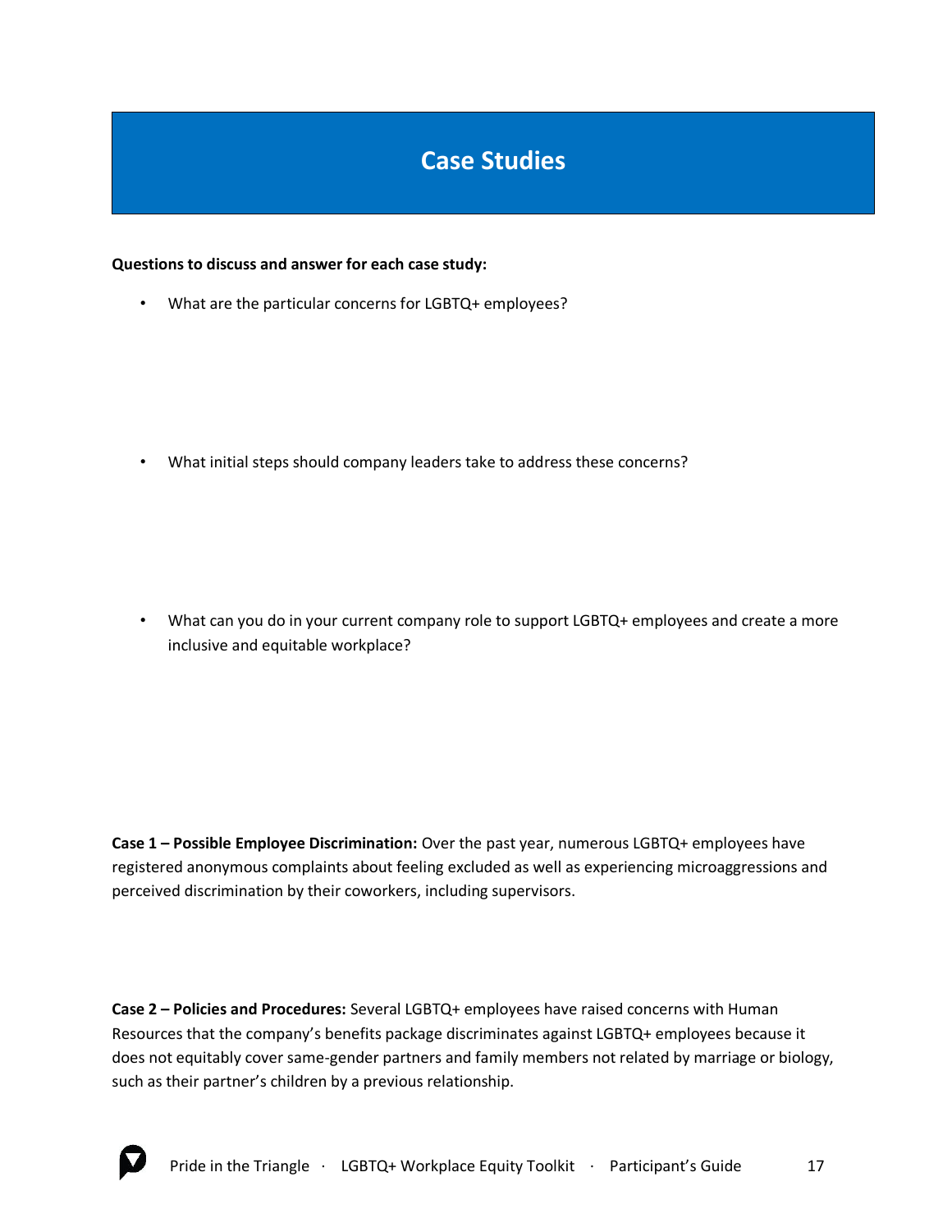# Case Studies

**Questions to discuss and answer for each case study:**

- What are the particular concerns for LGBTQ+ employees?

- What initial steps should company leaders take to address these concerns?

- What can you do in your current company role to support LGBTQ+ employees and create a more inclusive and equitable workplace?

**Case 1 – Possible Employee Discrimination:** Over the past year, numerous LGBTQ+ employees have registered anonymous complaints about feeling excluded as well as experiencing microaggressions and perceived discrimination by their coworkers, including supervisors.

**Case 2 – Policies and Procedures:** Several LGBTQ+ employees have raised concerns with Human Resources that the company's benefits package discriminates against LGBTQ+ employees because it does not equitably cover same-gender partners and family members not related by marriage or biology, such as their partner's children by a previous relationship.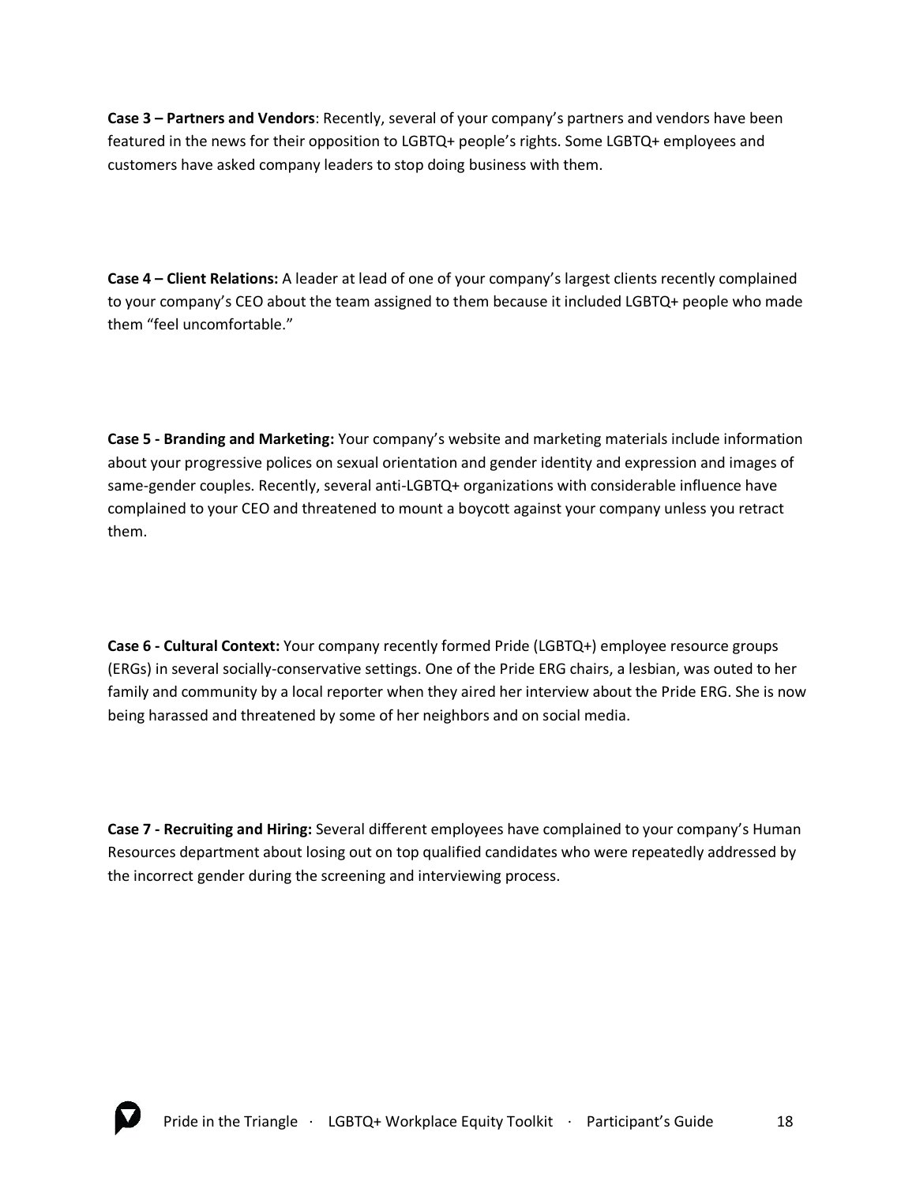**Case 3 – Partners and Vendors**: Recently, several of your company's partners and vendors have been featured in the news for their opposition to LGBTQ+ people's rights. Some LGBTQ+ employees and customers have asked company leaders to stop doing business with them.

**Case 4 – Client Relations:** A leader at lead of one of your company's largest clients recently complained to your company's CEO about the team assigned to them because it included LGBTQ+ people who made them "feel uncomfortable."

**Case 5 - Branding and Marketing:** Your company's website and marketing materials include information about your progressive polices on sexual orientation and gender identity and expression and images of same-gender couples. Recently, several anti-LGBTQ+ organizations with considerable influence have complained to your CEO and threatened to mount a boycott against your company unless you retract them.

**Case 6 - Cultural Context:** Your company recently formed Pride (LGBTQ+) employee resource groups (ERGs) in several socially-conservative settings. One of the Pride ERG chairs, a lesbian, was outed to her family and community by a local reporter when they aired her interview about the Pride ERG. She is now being harassed and threatened by some of her neighbors and on social media.

**Case 7 - Recruiting and Hiring:** Several different employees have complained to your company's Human Resources department about losing out on top qualified candidates who were repeatedly addressed by the incorrect gender during the screening and interviewing process.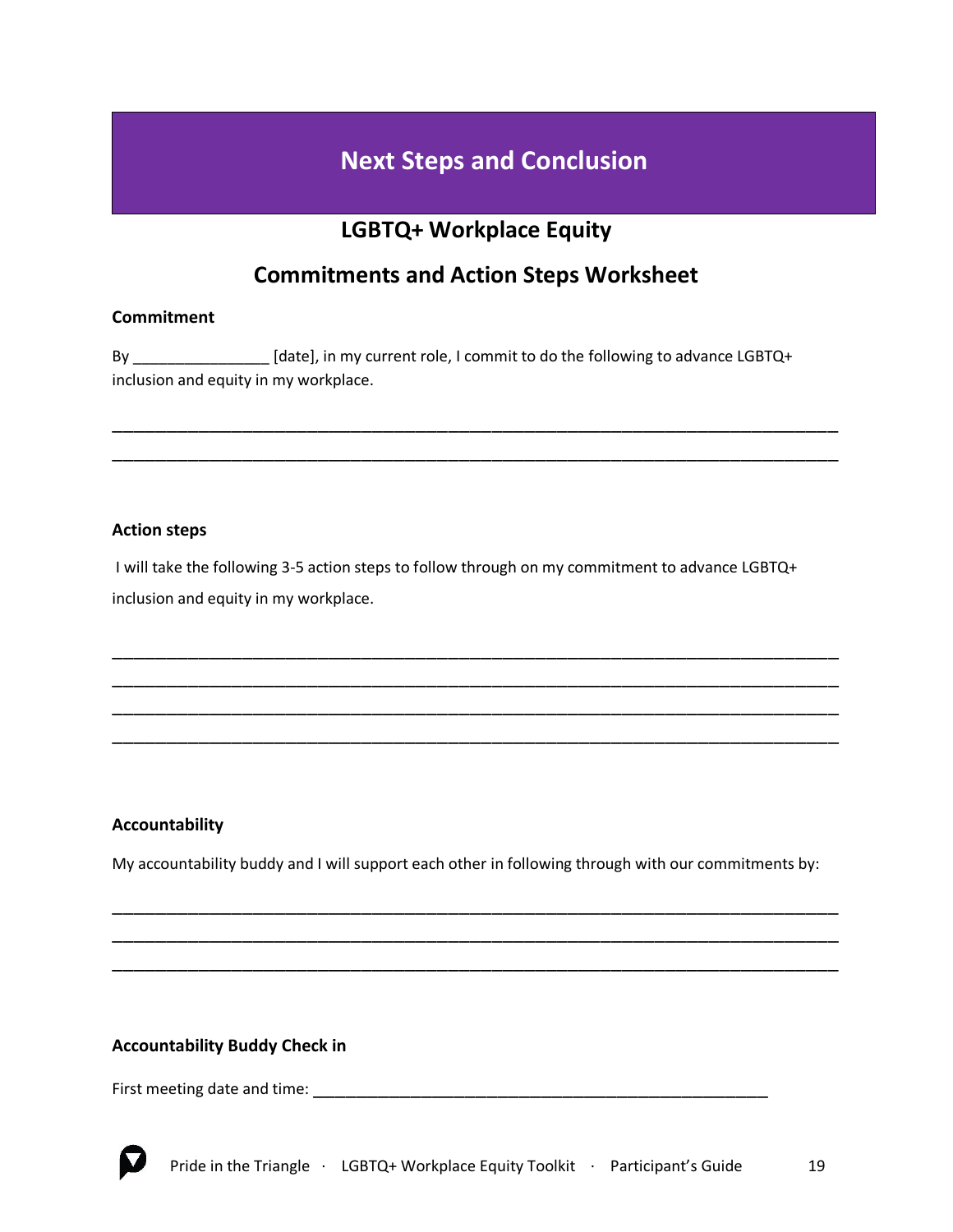# Next Steps and Conclusion

## LGBTQ+ Workplace Equity

## Commitments and Action Steps Worksheet

**Commitment**

By ________________ [date], in my current role, I commit to do the following to advance LGBTQ+ inclusion and equity in my workplace.

____________________________________________________________________________________
____________________________________________________________________________________

**Action steps**

I will take the following 3-5 action steps to follow through on my commitment to advance LGBTQ+ inclusion and equity in my workplace.

____________________________________________________________________________________
____________________________________________________________________________________
____________________________________________________________________________________
____________________________________________________________________________________

**Accountability**

My accountability buddy and I will support each other in following through with our commitments by:

____________________________________________________________________________________
____________________________________________________________________________________
____________________________________________________________________________________

**Accountability Buddy Check in**

First meeting date and time: ______________________________________________________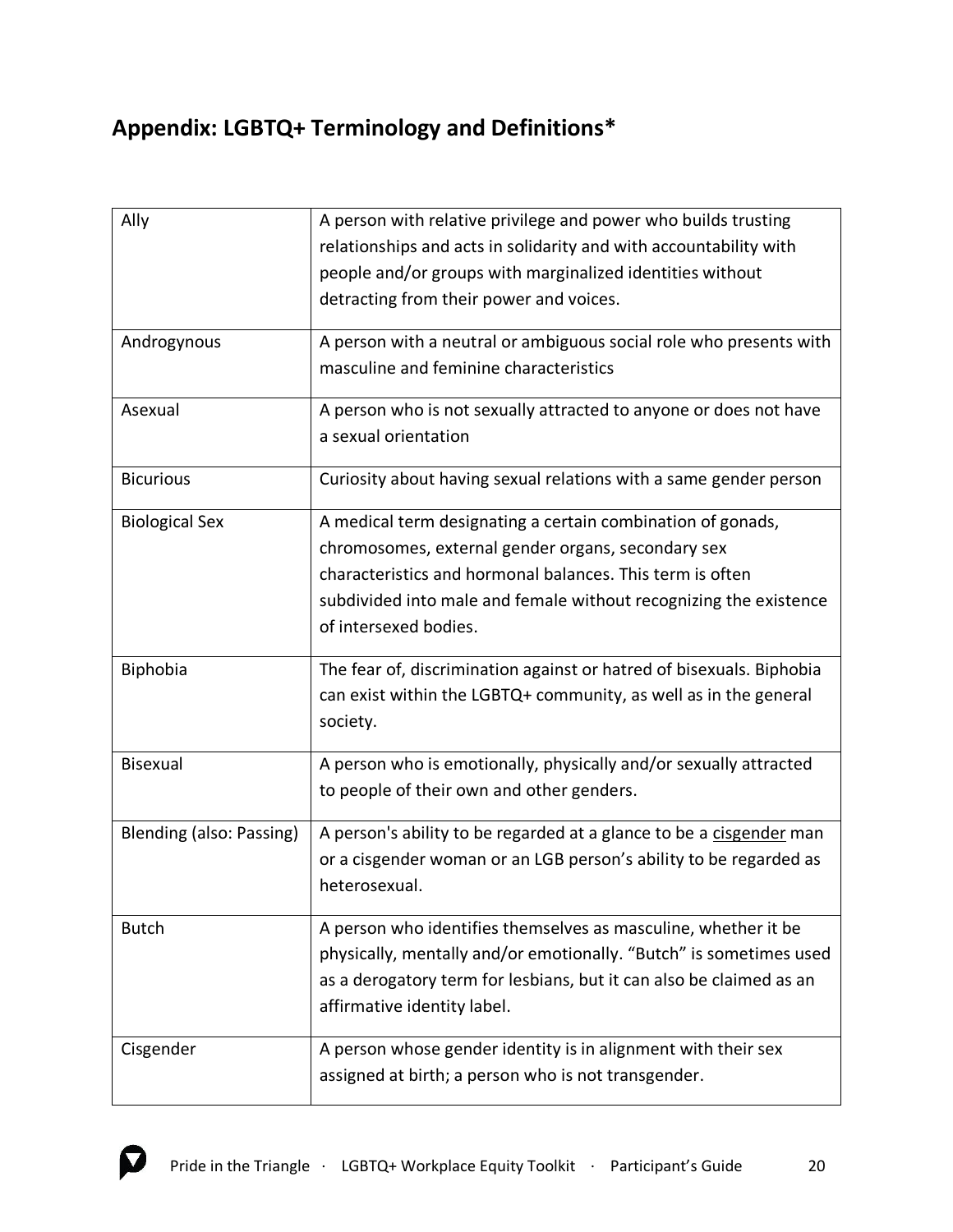## Appendix: LGBTQ+ Terminology and Definitions*

| | |
|---|---|
| Ally | A person with relative privilege and power who builds trusting relationships and acts in solidarity and with accountability with people and/or groups with marginalized identities without detracting from their power and voices. |
| Androgynous | A person with a neutral or ambiguous social role who presents with masculine and feminine characteristics |
| Asexual | A person who is not sexually attracted to anyone or does not have a sexual orientation |
| Bicurious | Curiosity about having sexual relations with a same gender person |
| Biological Sex | A medical term designating a certain combination of gonads, chromosomes, external gender organs, secondary sex characteristics and hormonal balances. This term is often subdivided into male and female without recognizing the existence of intersexed bodies. |
| Biphobia | The fear of, discrimination against or hatred of bisexuals. Biphobia can exist within the LGBTQ+ community, as well as in the general society. |
| Bisexual | A person who is emotionally, physically and/or sexually attracted to people of their own and other genders. |
| Blending (also: Passing) | A person's ability to be regarded at a glance to be a cisgender man or a cisgender woman or an LGB person's ability to be regarded as heterosexual. |
| Butch | A person who identifies themselves as masculine, whether it be physically, mentally and/or emotionally. "Butch" is sometimes used as a derogatory term for lesbians, but it can also be claimed as an affirmative identity label. |
| Cisgender | A person whose gender identity is in alignment with their sex assigned at birth; a person who is not transgender. |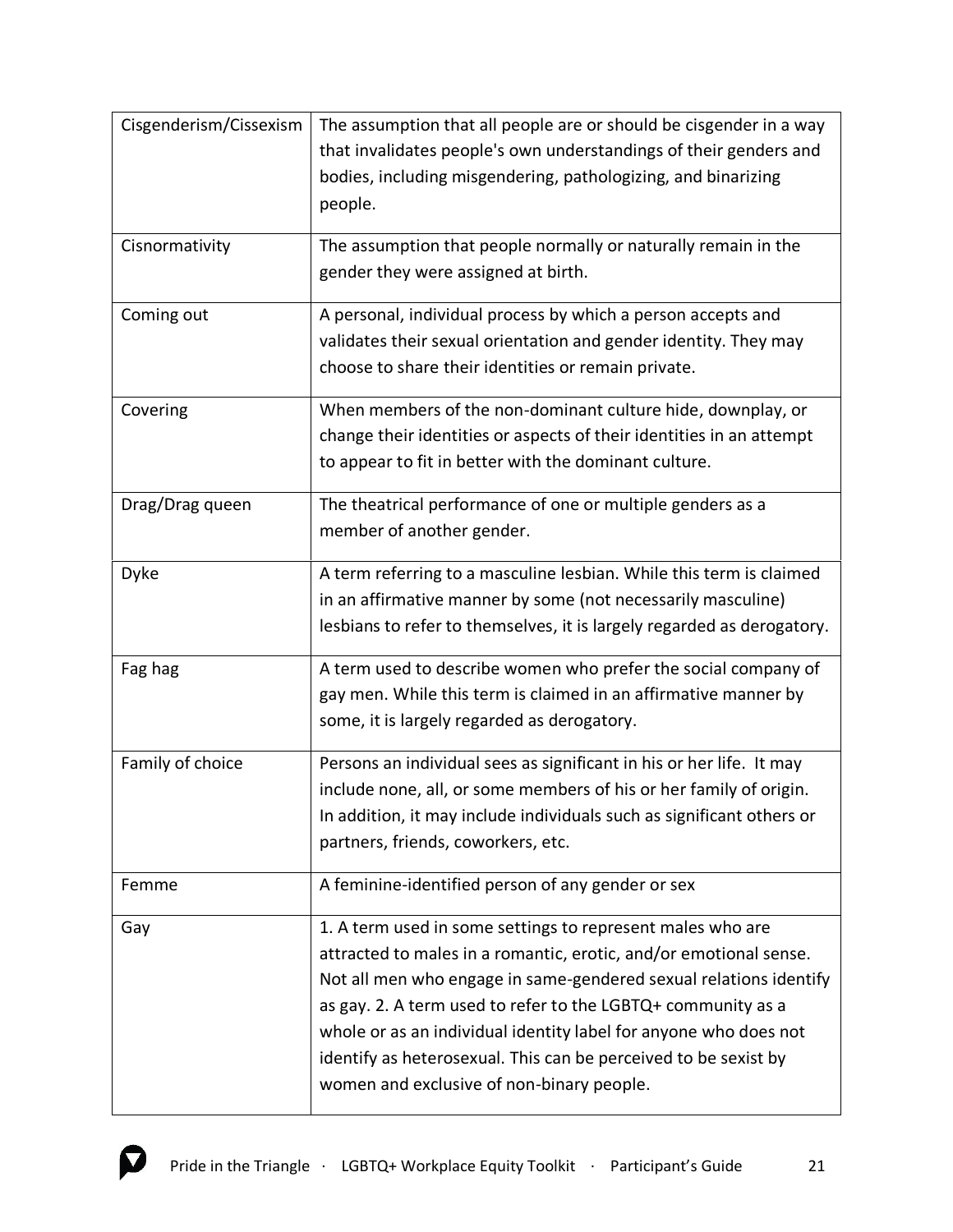| | |
|---|---|
| Cisgenderism/Cissexism | The assumption that all people are or should be cisgender in a way that invalidates people's own understandings of their genders and bodies, including misgendering, pathologizing, and binarizing people. |
| Cisnormativity | The assumption that people normally or naturally remain in the gender they were assigned at birth. |
| Coming out | A personal, individual process by which a person accepts and validates their sexual orientation and gender identity. They may choose to share their identities or remain private. |
| Covering | When members of the non-dominant culture hide, downplay, or change their identities or aspects of their identities in an attempt to appear to fit in better with the dominant culture. |
| Drag/Drag queen | The theatrical performance of one or multiple genders as a member of another gender. |
| Dyke | A term referring to a masculine lesbian. While this term is claimed in an affirmative manner by some (not necessarily masculine) lesbians to refer to themselves, it is largely regarded as derogatory. |
| Fag hag | A term used to describe women who prefer the social company of gay men. While this term is claimed in an affirmative manner by some, it is largely regarded as derogatory. |
| Family of choice | Persons an individual sees as significant in his or her life. It may include none, all, or some members of his or her family of origin. In addition, it may include individuals such as significant others or partners, friends, coworkers, etc. |
| Femme | A feminine-identified person of any gender or sex |
| Gay | 1. A term used in some settings to represent males who are attracted to males in a romantic, erotic, and/or emotional sense. Not all men who engage in same-gendered sexual relations identify as gay. 2. A term used to refer to the LGBTQ+ community as a whole or as an individual identity label for anyone who does not identify as heterosexual. This can be perceived to be sexist by women and exclusive of non-binary people. |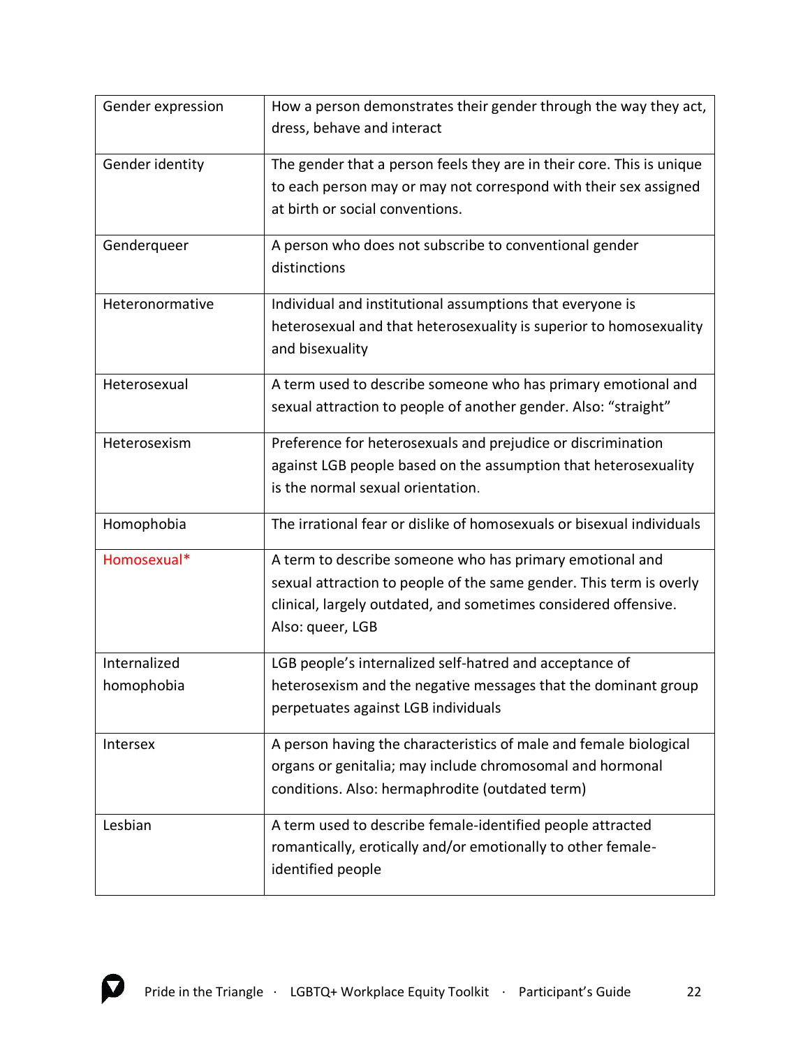| | |
|---|---|
| Gender expression | How a person demonstrates their gender through the way they act, dress, behave and interact |
| Gender identity | The gender that a person feels they are in their core. This is unique to each person may or may not correspond with their sex assigned at birth or social conventions. |
| Genderqueer | A person who does not subscribe to conventional gender distinctions |
| Heteronormative | Individual and institutional assumptions that everyone is heterosexual and that heterosexuality is superior to homosexuality and bisexuality |
| Heterosexual | A term used to describe someone who has primary emotional and sexual attraction to people of another gender. Also: "straight" |
| Heterosexism | Preference for heterosexuals and prejudice or discrimination against LGB people based on the assumption that heterosexuality is the normal sexual orientation. |
| Homophobia | The irrational fear or dislike of homosexuals or bisexual individuals |
| Homosexual* | A term to describe someone who has primary emotional and sexual attraction to people of the same gender. This term is overly clinical, largely outdated, and sometimes considered offensive. Also: queer, LGB |
| Internalized homophobia | LGB people's internalized self-hatred and acceptance of heterosexism and the negative messages that the dominant group perpetuates against LGB individuals |
| Intersex | A person having the characteristics of male and female biological organs or genitalia; may include chromosomal and hormonal conditions. Also: hermaphrodite (outdated term) |
| Lesbian | A term used to describe female-identified people attracted romantically, erotically and/or emotionally to other female-identified people |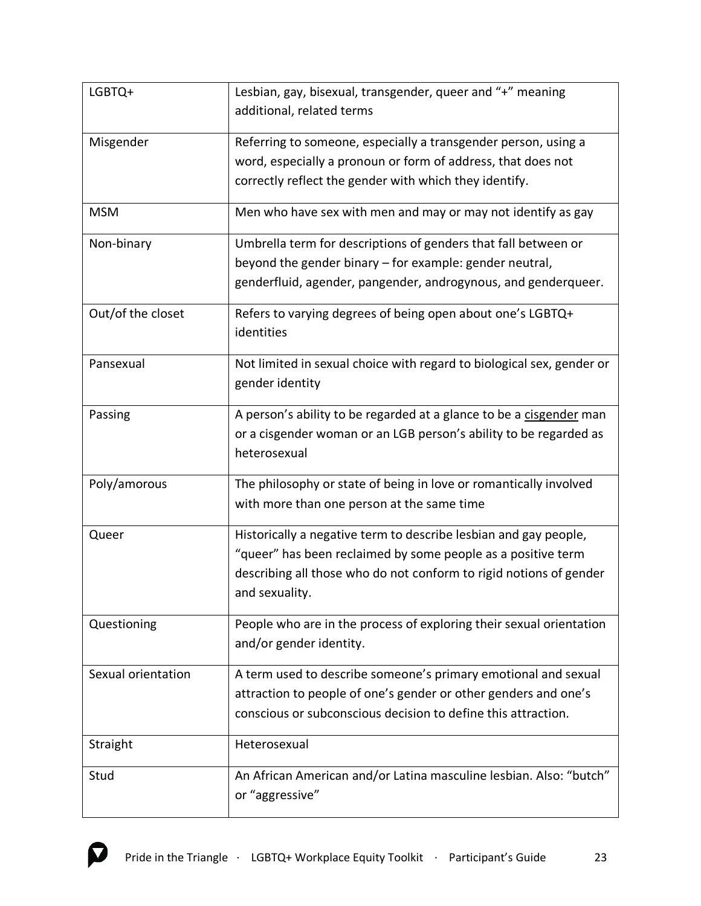| | |
|---|---|
| LGBTQ+ | Lesbian, gay, bisexual, transgender, queer and "+" meaning additional, related terms |
| Misgender | Referring to someone, especially a transgender person, using a word, especially a pronoun or form of address, that does not correctly reflect the gender with which they identify. |
| MSM | Men who have sex with men and may or may not identify as gay |
| Non-binary | Umbrella term for descriptions of genders that fall between or beyond the gender binary – for example: gender neutral, genderfluid, agender, pangender, androgynous, and genderqueer. |
| Out/of the closet | Refers to varying degrees of being open about one's LGBTQ+ identities |
| Pansexual | Not limited in sexual choice with regard to biological sex, gender or gender identity |
| Passing | A person's ability to be regarded at a glance to be a cisgender man or a cisgender woman or an LGB person's ability to be regarded as heterosexual |
| Poly/amorous | The philosophy or state of being in love or romantically involved with more than one person at the same time |
| Queer | Historically a negative term to describe lesbian and gay people, "queer" has been reclaimed by some people as a positive term describing all those who do not conform to rigid notions of gender and sexuality. |
| Questioning | People who are in the process of exploring their sexual orientation and/or gender identity. |
| Sexual orientation | A term used to describe someone's primary emotional and sexual attraction to people of one's gender or other genders and one's conscious or subconscious decision to define this attraction. |
| Straight | Heterosexual |
| Stud | An African American and/or Latina masculine lesbian. Also: "butch" or "aggressive" |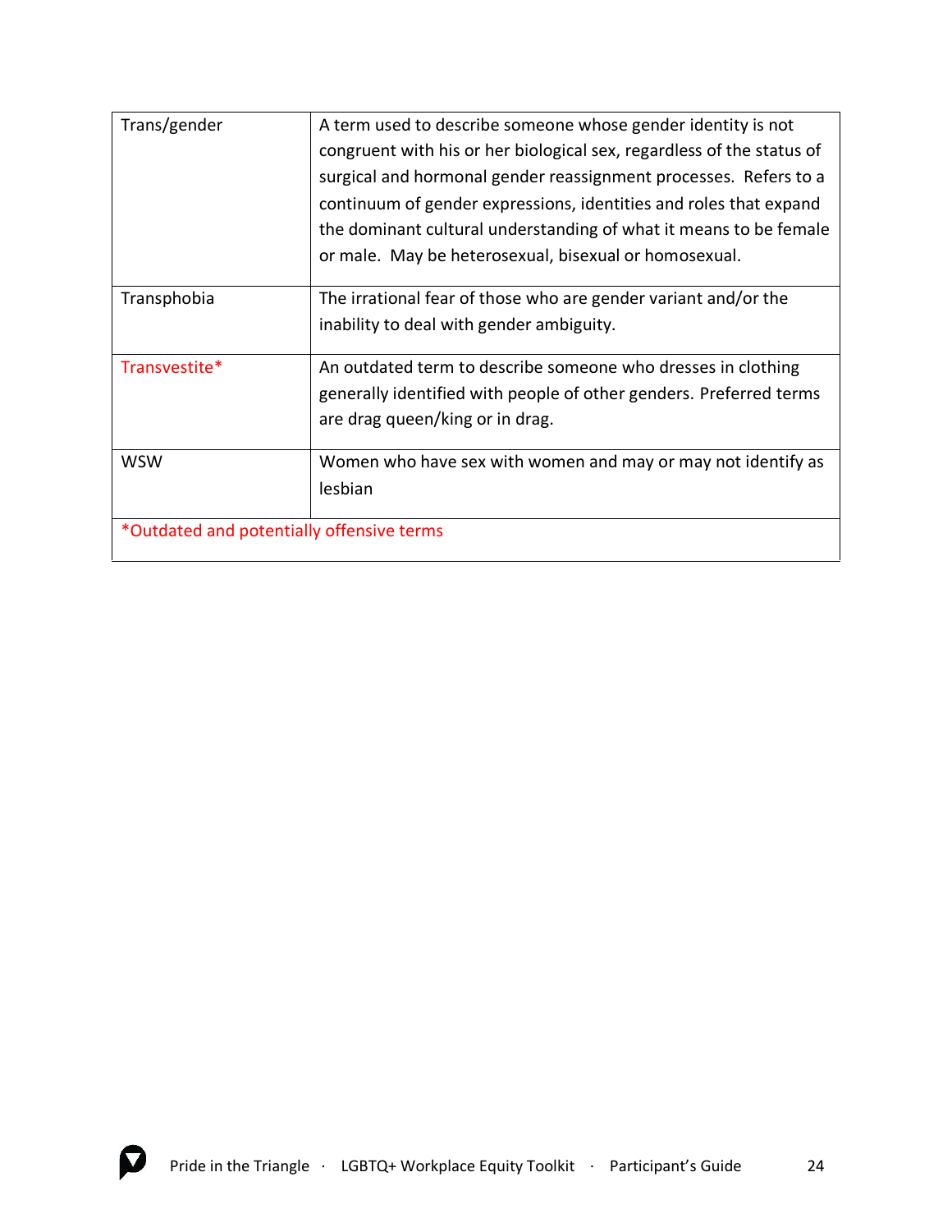| | |
|---|---|
| Trans/gender | A term used to describe someone whose gender identity is not congruent with his or her biological sex, regardless of the status of surgical and hormonal gender reassignment processes. Refers to a continuum of gender expressions, identities and roles that expand the dominant cultural understanding of what it means to be female or male. May be heterosexual, bisexual or homosexual. |
| Transphobia | The irrational fear of those who are gender variant and/or the inability to deal with gender ambiguity. |
| Transvestite* | An outdated term to describe someone who dresses in clothing generally identified with people of other genders. Preferred terms are drag queen/king or in drag. |
| WSW | Women who have sex with women and may or may not identify as lesbian |
| *Outdated and potentially offensive terms | |